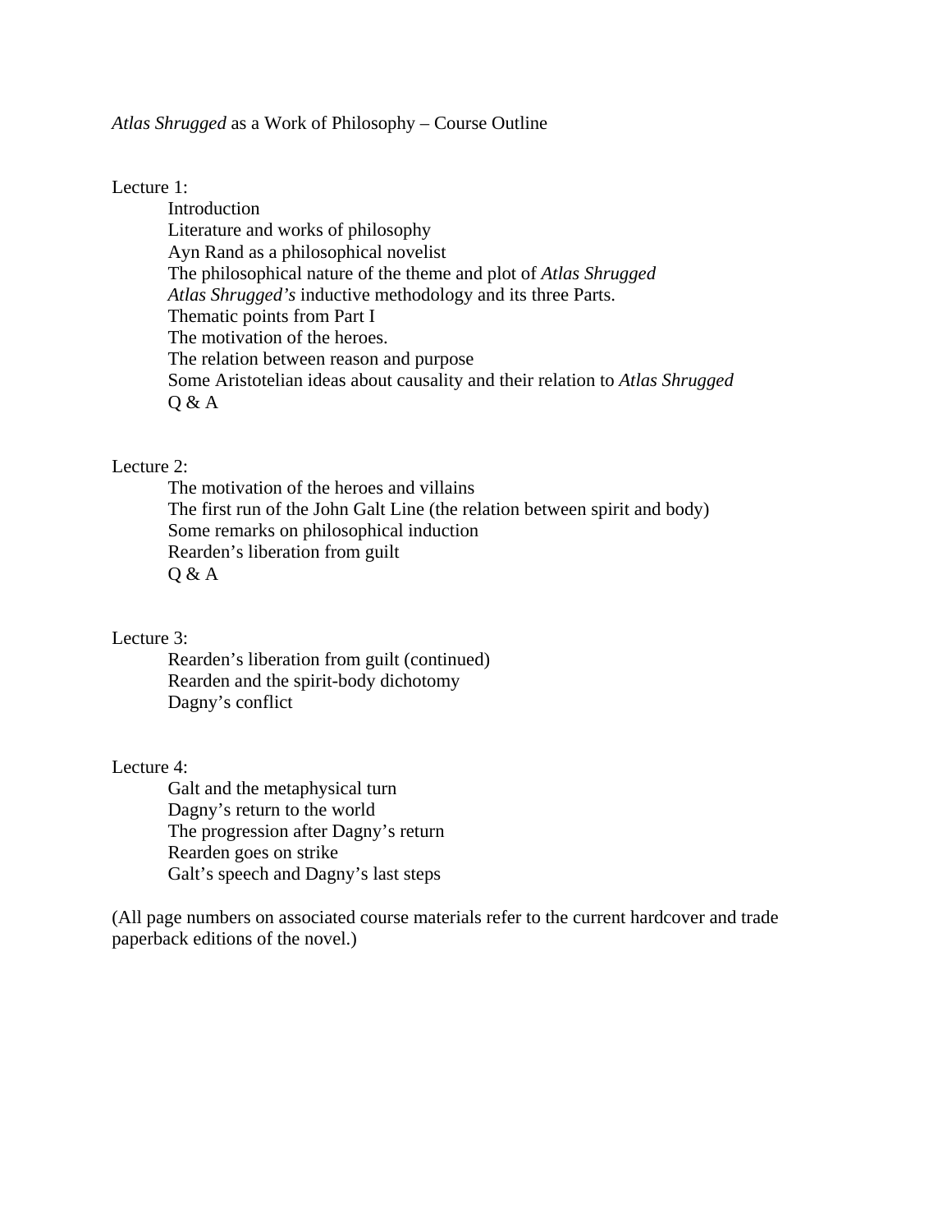# *Atlas Shrugged* as a Work of Philosophy – Course Outline

Lecture 1:

- Introduction
- Literature and works of philosophy
- Ayn Rand as a philosophical novelist
- The philosophical nature of the theme and plot of *Atlas Shrugged*
- *Atlas Shrugged's* inductive methodology and its three Parts.
- Thematic points from Part I
- The motivation of the heroes.
- The relation between reason and purpose
- Some Aristotelian ideas about causality and their relation to *Atlas Shrugged*
- Q & A

Lecture 2:

- The motivation of the heroes and villains
- The first run of the John Galt Line (the relation between spirit and body)
- Some remarks on philosophical induction
- Rearden's liberation from guilt
- Q & A

Lecture 3:

- Rearden's liberation from guilt (continued)
- Rearden and the spirit-body dichotomy
- Dagny's conflict

Lecture 4:

- Galt and the metaphysical turn
- Dagny's return to the world
- The progression after Dagny's return
- Rearden goes on strike
- Galt's speech and Dagny's last steps

(All page numbers on associated course materials refer to the current hardcover and trade paperback editions of the novel.)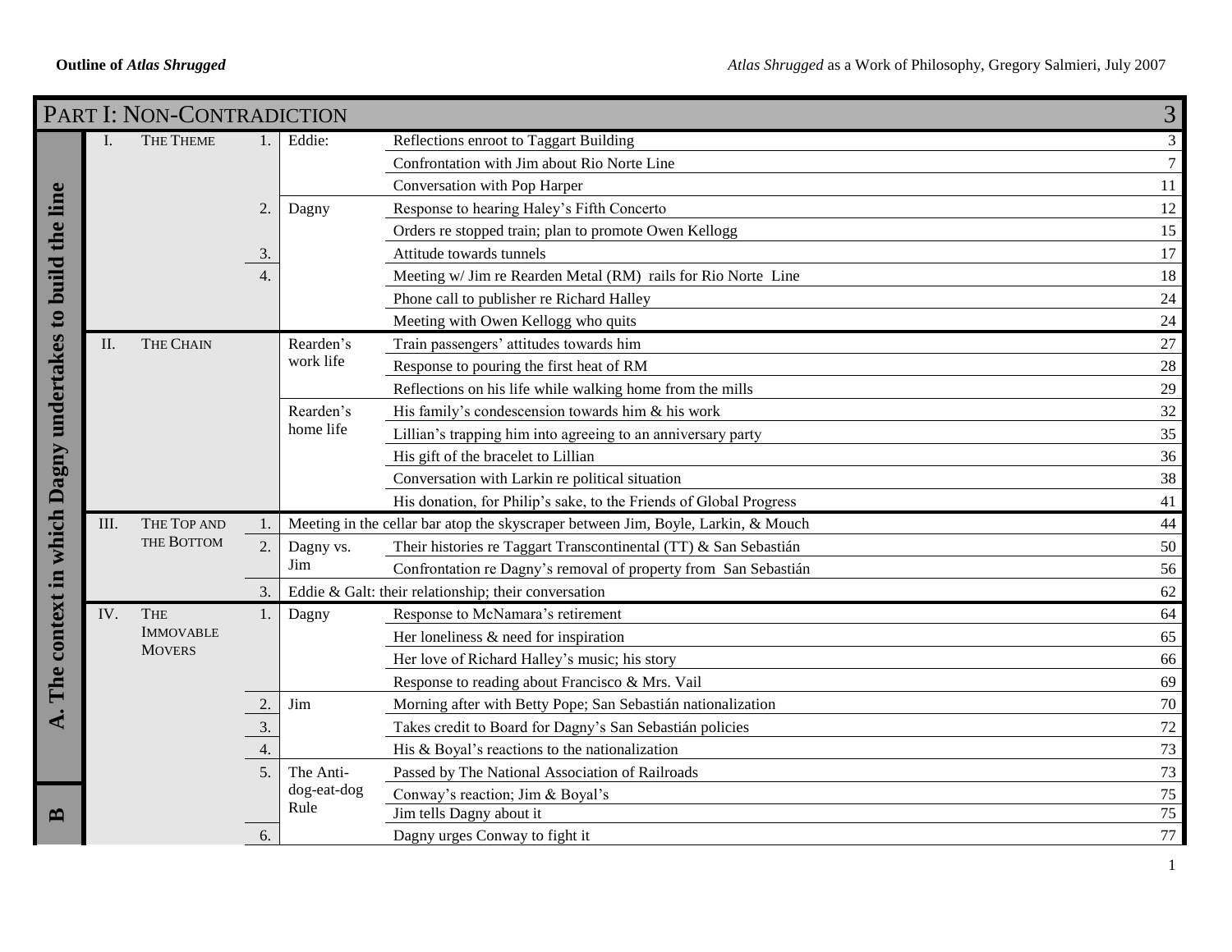## PART I: NON-CONTRADICTION — 3

| Section | | Chapter | | # | Subject | Event | Page |
|---|---|---|---|---|---|---|---|
| A. The context in which Dagny undertakes to build the line | I. | THE THEME | | 1. | Eddie: | Reflections enroot to Taggart Building | 3 |
| | | | | | | Confrontation with Jim about Rio Norte Line | 7 |
| | | | | | | Conversation with Pop Harper | 11 |
| | | | | 2. | Dagny | Response to hearing Haley's Fifth Concerto | 12 |
| | | | | | | Orders re stopped train; plan to promote Owen Kellogg | 15 |
| | | | | 3. | | Attitude towards tunnels | 17 |
| | | | | 4. | | Meeting w/ Jim re Rearden Metal (RM) rails for Rio Norte Line | 18 |
| | | | | | | Phone call to publisher re Richard Halley | 24 |
| | | | | | | Meeting with Owen Kellogg who quits | 24 |
| | II. | THE CHAIN | | | Rearden's work life | Train passengers' attitudes towards him | 27 |
| | | | | | | Response to pouring the first heat of RM | 28 |
| | | | | | | Reflections on his life while walking home from the mills | 29 |
| | | | | | Rearden's home life | His family's condescension towards him & his work | 32 |
| | | | | | | Lillian's trapping him into agreeing to an anniversary party | 35 |
| | | | | | | His gift of the bracelet to Lillian | 36 |
| | | | | | | Conversation with Larkin re political situation | 38 |
| | | | | | | His donation, for Philip's sake, to the Friends of Global Progress | 41 |
| | III. | THE TOP AND THE BOTTOM | | 1. | Meeting in the cellar bar atop the skyscraper between Jim, Boyle, Larkin, & Mouch | | 44 |
| | | | | 2. | Dagny vs. Jim | Their histories re Taggart Transcontinental (TT) & San Sebastián | 50 |
| | | | | | | Confrontation re Dagny's removal of property from San Sebastián | 56 |
| | | | | 3. | Eddie & Galt: their relationship; their conversation | | 62 |
| | IV. | THE IMMOVABLE MOVERS | | 1. | Dagny | Response to McNamara's retirement | 64 |
| | | | | | | Her loneliness & need for inspiration | 65 |
| | | | | | | Her love of Richard Halley's music; his story | 66 |
| | | | | | | Response to reading about Francisco & Mrs. Vail | 69 |
| | | | | 2. | Jim | Morning after with Betty Pope; San Sebastián nationalization | 70 |
| | | | | 3. | | Takes credit to Board for Dagny's San Sebastián policies | 72 |
| | | | | 4. | | His & Boyal's reactions to the nationalization | 73 |
| | | | | 5. | The Anti-dog-eat-dog Rule | Passed by The National Association of Railroads | 73 |
| B | | | | | | Conway's reaction; Jim & Boyal's | 75 |
| | | | | | | Jim tells Dagny about it | 75 |
| | | | | 6. | | Dagny urges Conway to fight it | 77 |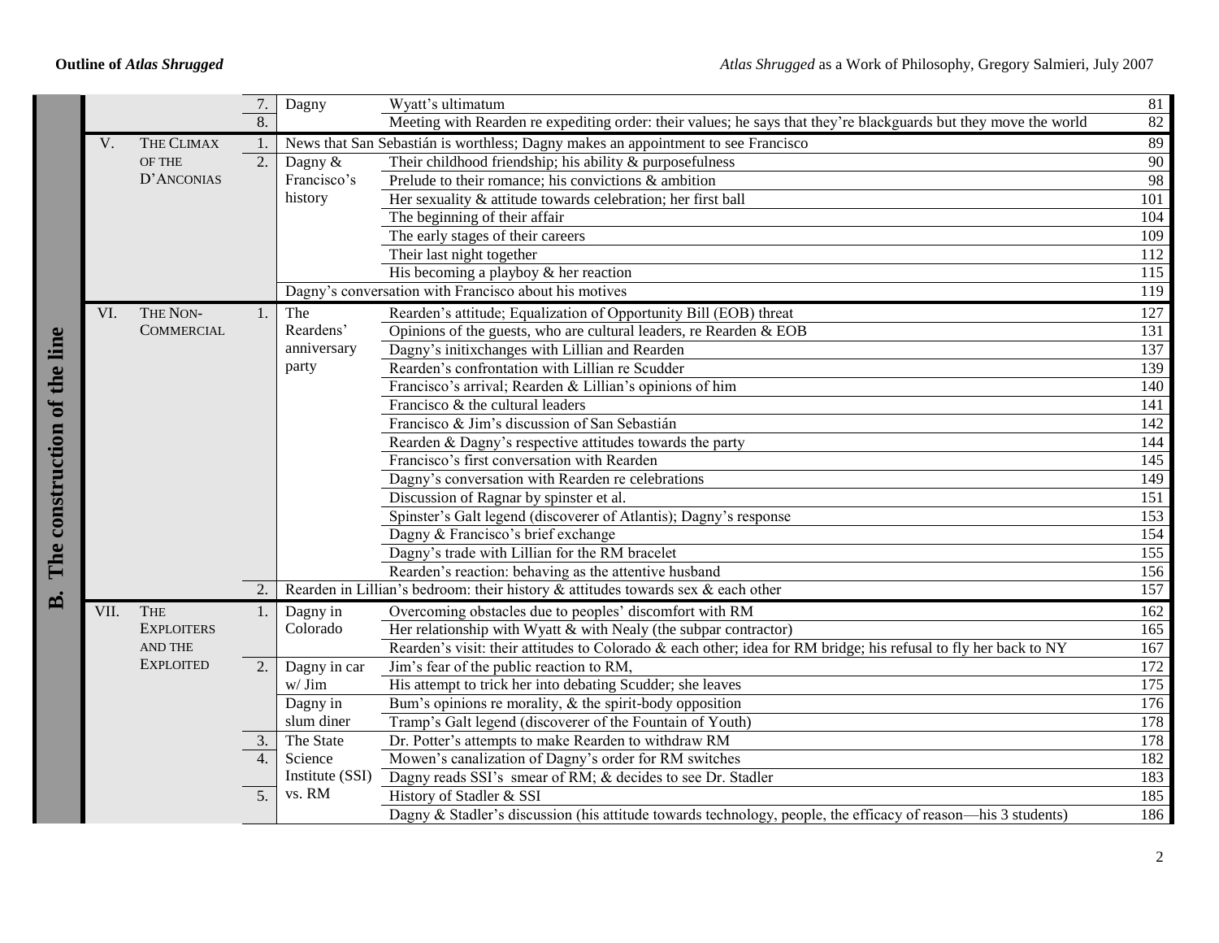| Part | Chapter | Title | # | Section | Content | Page |
|---|---|---|---|---|---|---|
| B. The construction of the line | | | 7. | Dagny | Wyatt's ultimatum | 81 |
| | | | 8. | | Meeting with Rearden re expediting order: their values; he says that they're blackguards but they move the world | 82 |
| | V. | THE CLIMAX OF THE D'ANCONIAS | 1. | News that San Sebastián is worthless; Dagny makes an appointment to see Francisco | | 89 |
| | | | 2. | Dagny & Francisco's history | Their childhood friendship; his ability & purposefulness | 90 |
| | | | | | Prelude to their romance; his convictions & ambition | 98 |
| | | | | | Her sexuality & attitude towards celebration; her first ball | 101 |
| | | | | | The beginning of their affair | 104 |
| | | | | | The early stages of their careers | 109 |
| | | | | | Their last night together | 112 |
| | | | | | His becoming a playboy & her reaction | 115 |
| | | | | Dagny's conversation with Francisco about his motives | | 119 |
| | VI. | THE NON-COMMERCIAL | 1. | The Reardens' anniversary party | Rearden's attitude; Equalization of Opportunity Bill (EOB) threat | 127 |
| | | | | | Opinions of the guests, who are cultural leaders, re Rearden & EOB | 131 |
| | | | | | Dagny's initixchanges with Lillian and Rearden | 137 |
| | | | | | Rearden's confrontation with Lillian re Scudder | 139 |
| | | | | | Francisco's arrival; Rearden & Lillian's opinions of him | 140 |
| | | | | | Francisco & the cultural leaders | 141 |
| | | | | | Francisco & Jim's discussion of San Sebastián | 142 |
| | | | | | Rearden & Dagny's respective attitudes towards the party | 144 |
| | | | | | Francisco's first conversation with Rearden | 145 |
| | | | | | Dagny's conversation with Rearden re celebrations | 149 |
| | | | | | Discussion of Ragnar by spinster et al. | 151 |
| | | | | | Spinster's Galt legend (discoverer of Atlantis); Dagny's response | 153 |
| | | | | | Dagny & Francisco's brief exchange | 154 |
| | | | | | Dagny's trade with Lillian for the RM bracelet | 155 |
| | | | | | Rearden's reaction: behaving as the attentive husband | 156 |
| | | | 2. | Rearden in Lillian's bedroom: their history & attitudes towards sex & each other | | 157 |
| | VII. | THE EXPLOITERS AND THE EXPLOITED | 1. | Dagny in Colorado | Overcoming obstacles due to peoples' discomfort with RM | 162 |
| | | | | | Her relationship with Wyatt & with Nealy (the subpar contractor) | 165 |
| | | | | | Rearden's visit: their attitudes to Colorado & each other; idea for RM bridge; his refusal to fly her back to NY | 167 |
| | | | 2. | Dagny in car w/ Jim | Jim's fear of the public reaction to RM, | 172 |
| | | | | | His attempt to trick her into debating Scudder; she leaves | 175 |
| | | | | Dagny in slum diner | Bum's opinions re morality, & the spirit-body opposition | 176 |
| | | | | | Tramp's Galt legend (discoverer of the Fountain of Youth) | 178 |
| | | | 3. | The State Science Institute (SSI) vs. RM | Dr. Potter's attempts to make Rearden to withdraw RM | 178 |
| | | | 4. | | Mowen's canalization of Dagny's order for RM switches | 182 |
| | | | | | Dagny reads SSI's smear of RM; & decides to see Dr. Stadler | 183 |
| | | | 5. | | History of Stadler & SSI | 185 |
| | | | | | Dagny & Stadler's discussion (his attitude towards technology, people, the efficacy of reason—his 3 students) | 186 |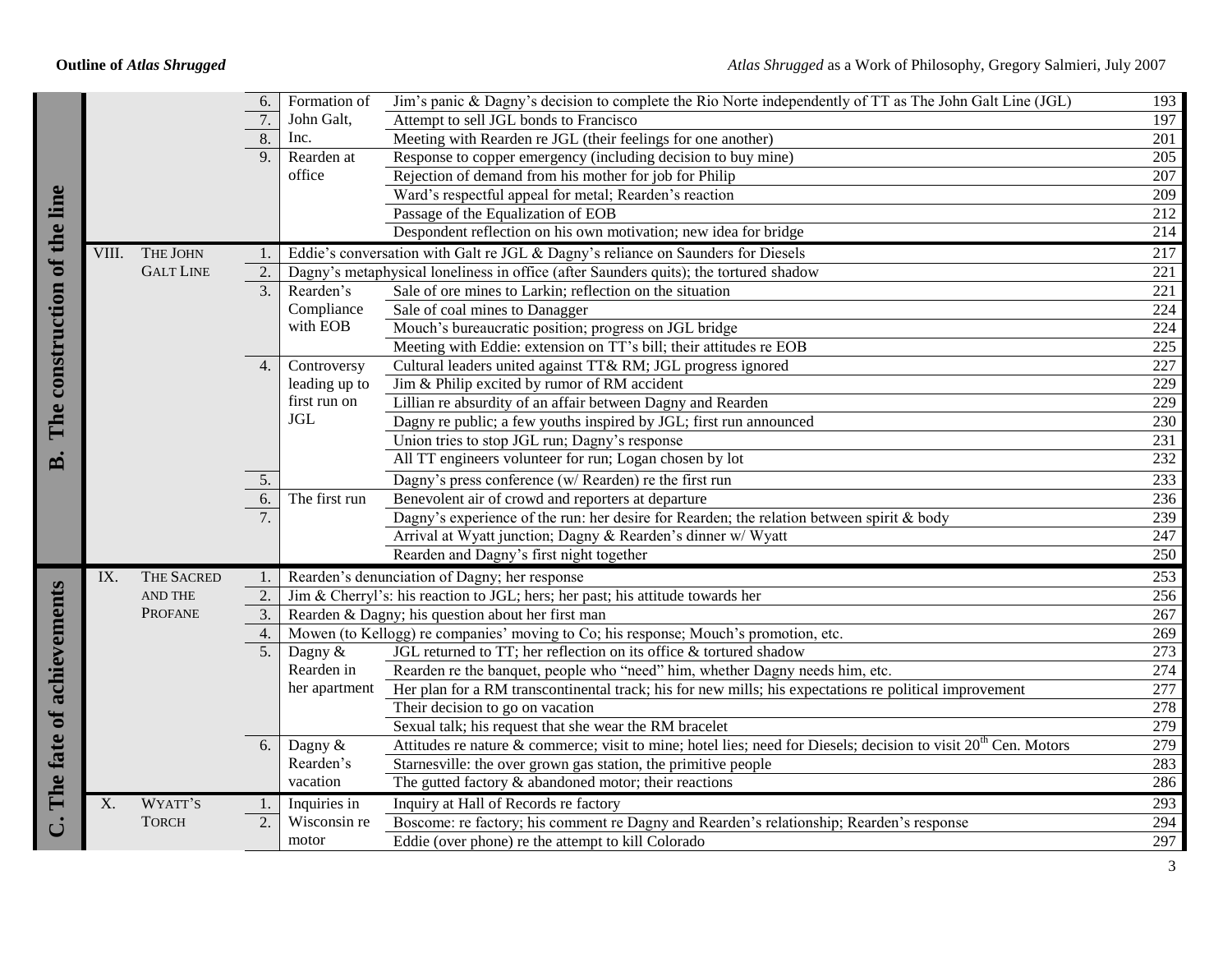| Part | Chapter | | Section | | Content | Page |
|---|---|---|---|---|---|---|
| B. The construction of the line | | | 6. | Formation of John Galt, Inc. | Jim's panic & Dagny's decision to complete the Rio Norte independently of TT as The John Galt Line (JGL) | 193 |
| | | | 7. | | Attempt to sell JGL bonds to Francisco | 197 |
| | | | 8. | | Meeting with Rearden re JGL (their feelings for one another) | 201 |
| | | | 9. | Rearden at office | Response to copper emergency (including decision to buy mine) | 205 |
| | | | | | Rejection of demand from his mother for job for Philip | 207 |
| | | | | | Ward's respectful appeal for metal; Rearden's reaction | 209 |
| | | | | | Passage of the Equalization of EOB | 212 |
| | | | | | Despondent reflection on his own motivation; new idea for bridge | 214 |
| | VIII. | THE JOHN GALT LINE | 1. | | Eddie's conversation with Galt re JGL & Dagny's reliance on Saunders for Diesels | 217 |
| | | | 2. | | Dagny's metaphysical loneliness in office (after Saunders quits); the tortured shadow | 221 |
| | | | 3. | Rearden's Compliance with EOB | Sale of ore mines to Larkin; reflection on the situation | 221 |
| | | | | | Sale of coal mines to Danagger | 224 |
| | | | | | Mouch's bureaucratic position; progress on JGL bridge | 224 |
| | | | | | Meeting with Eddie: extension on TT's bill; their attitudes re EOB | 225 |
| | | | 4. | Controversy leading up to first run on JGL | Cultural leaders united against TT& RM; JGL progress ignored | 227 |
| | | | | | Jim & Philip excited by rumor of RM accident | 229 |
| | | | | | Lillian re absurdity of an affair between Dagny and Rearden | 229 |
| | | | | | Dagny re public; a few youths inspired by JGL; first run announced | 230 |
| | | | | | Union tries to stop JGL run; Dagny's response | 231 |
| | | | | | All TT engineers volunteer for run; Logan chosen by lot | 232 |
| | | | 5. | | Dagny's press conference (w/ Rearden) re the first run | 233 |
| | | | 6. | The first run | Benevolent air of crowd and reporters at departure | 236 |
| | | | 7. | | Dagny's experience of the run: her desire for Rearden; the relation between spirit & body | 239 |
| | | | | | Arrival at Wyatt junction; Dagny & Rearden's dinner w/ Wyatt | 247 |
| | | | | | Rearden and Dagny's first night together | 250 |
| C. The fate of achievements | IX. | THE SACRED AND THE PROFANE | 1. | | Rearden's denunciation of Dagny; her response | 253 |
| | | | 2. | | Jim & Cherryl's: his reaction to JGL; hers; her past; his attitude towards her | 256 |
| | | | 3. | | Rearden & Dagny; his question about her first man | 267 |
| | | | 4. | | Mowen (to Kellogg) re companies' moving to Co; his response; Mouch's promotion, etc. | 269 |
| | | | 5. | Dagny & Rearden in her apartment | JGL returned to TT; her reflection on its office & tortured shadow | 273 |
| | | | | | Rearden re the banquet, people who "need" him, whether Dagny needs him, etc. | 274 |
| | | | | | Her plan for a RM transcontinental track; his for new mills; his expectations re political improvement | 277 |
| | | | | | Their decision to go on vacation | 278 |
| | | | | | Sexual talk; his request that she wear the RM bracelet | 279 |
| | | | 6. | Dagny & Rearden's vacation | Attitudes re nature & commerce; visit to mine; hotel lies; need for Diesels; decision to visit 20th Cen. Motors | 279 |
| | | | | | Starnesville: the over grown gas station, the primitive people | 283 |
| | | | | | The gutted factory & abandoned motor; their reactions | 286 |
| | X. | WYATT'S TORCH | 1. | Inquiries in Wisconsin re motor | Inquiry at Hall of Records re factory | 293 |
| | | | 2. | | Boscome: re factory; his comment re Dagny and Rearden's relationship; Rearden's response | 294 |
| | | | | | Eddie (over phone) re the attempt to kill Colorado | 297 |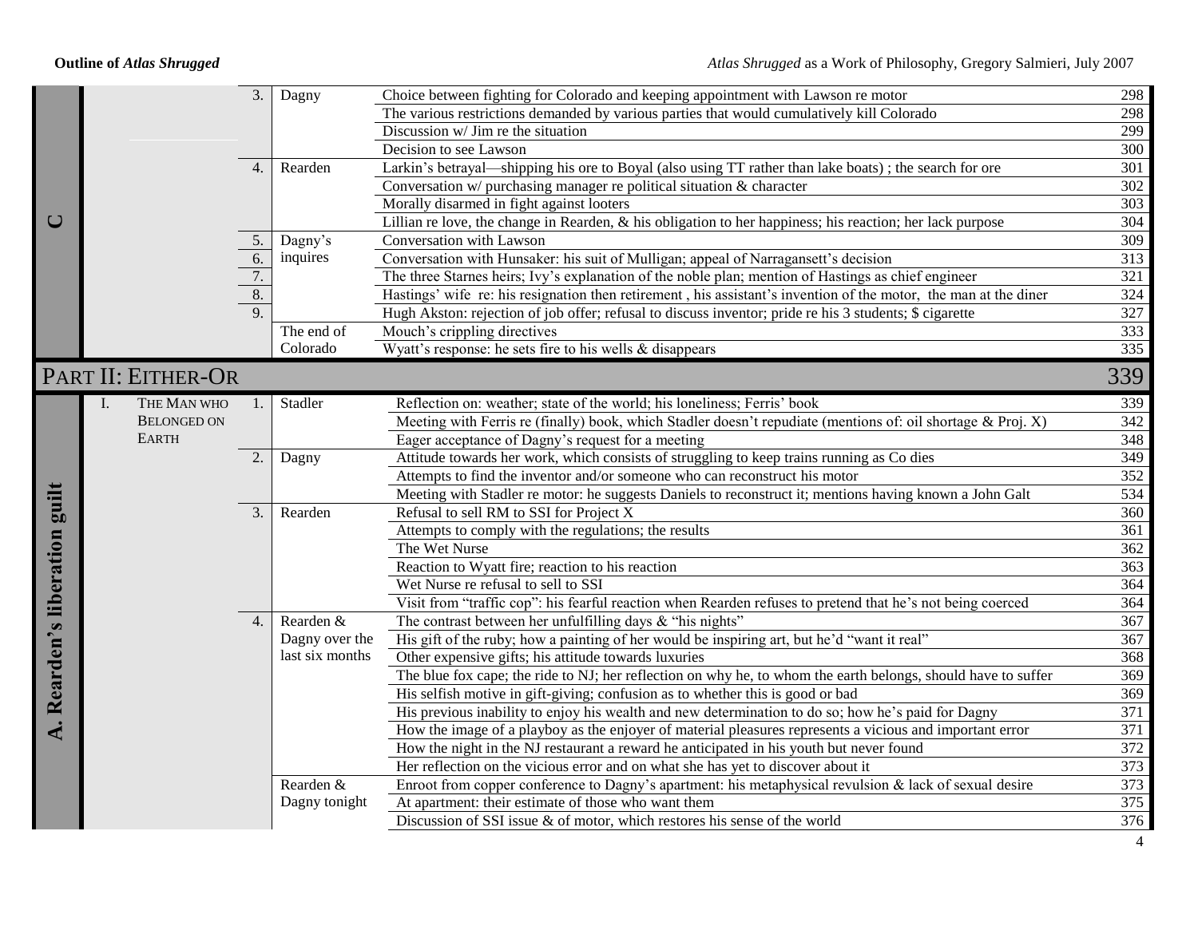| | | | | | |
|---|---|---|---|---|---|
| C | | 3. | Dagny | Choice between fighting for Colorado and keeping appointment with Lawson re motor | 298 |
| | | | | The various restrictions demanded by various parties that would cumulatively kill Colorado | 298 |
| | | | | Discussion w/ Jim re the situation | 299 |
| | | | | Decision to see Lawson | 300 |
| | | 4. | Rearden | Larkin's betrayal—shipping his ore to Boyal (also using TT rather than lake boats) ; the search for ore | 301 |
| | | | | Conversation w/ purchasing manager re political situation & character | 302 |
| | | | | Morally disarmed in fight against looters | 303 |
| | | | | Lillian re love, the change in Rearden, & his obligation to her happiness; his reaction; her lack purpose | 304 |
| | | 5. | Dagny's inquires | Conversation with Lawson | 309 |
| | | 6. | | Conversation with Hunsaker: his suit of Mulligan; appeal of Narragansett's decision | 313 |
| | | 7. | | The three Starnes heirs; Ivy's explanation of the noble plan; mention of Hastings as chief engineer | 321 |
| | | 8. | | Hastings' wife re: his resignation then retirement , his assistant's invention of the motor, the man at the diner | 324 |
| | | 9. | | Hugh Akston: rejection of job offer; refusal to discuss inventor; pride re his 3 students; $ cigarette | 327 |
| | | | The end of Colorado | Mouch's crippling directives | 333 |
| | | | | Wyatt's response: he sets fire to his wells & disappears | 335 |

## PART II: EITHER-OR — 339

| | | | | | |
|---|---|---|---|---|---|
| A. Rearden's liberation guilt | I. THE MAN WHO BELONGED ON EARTH | 1. | Stadler | Reflection on: weather; state of the world; his loneliness; Ferris' book | 339 |
| | | | | Meeting with Ferris re (finally) book, which Stadler doesn't repudiate (mentions of: oil shortage & Proj. X) | 342 |
| | | | | Eager acceptance of Dagny's request for a meeting | 348 |
| | | 2. | Dagny | Attitude towards her work, which consists of struggling to keep trains running as Co dies | 349 |
| | | | | Attempts to find the inventor and/or someone who can reconstruct his motor | 352 |
| | | | | Meeting with Stadler re motor: he suggests Daniels to reconstruct it; mentions having known a John Galt | 534 |
| | | 3. | Rearden | Refusal to sell RM to SSI for Project X | 360 |
| | | | | Attempts to comply with the regulations; the results | 361 |
| | | | | The Wet Nurse | 362 |
| | | | | Reaction to Wyatt fire; reaction to his reaction | 363 |
| | | | | Wet Nurse re refusal to sell to SSI | 364 |
| | | | | Visit from "traffic cop": his fearful reaction when Rearden refuses to pretend that he's not being coerced | 364 |
| | | 4. | Rearden & Dagny over the last six months | The contrast between her unfulfilling days & "his nights" | 367 |
| | | | | His gift of the ruby; how a painting of her would be inspiring art, but he'd "want it real" | 367 |
| | | | | Other expensive gifts; his attitude towards luxuries | 368 |
| | | | | The blue fox cape; the ride to NJ; her reflection on why he, to whom the earth belongs, should have to suffer | 369 |
| | | | | His selfish motive in gift-giving; confusion as to whether this is good or bad | 369 |
| | | | | His previous inability to enjoy his wealth and new determination to do so; how he's paid for Dagny | 371 |
| | | | | How the image of a playboy as the enjoyer of material pleasures represents a vicious and important error | 371 |
| | | | | How the night in the NJ restaurant a reward he anticipated in his youth but never found | 372 |
| | | | | Her reflection on the vicious error and on what she has yet to discover about it | 373 |
| | | | Rearden & Dagny tonight | Enroot from copper conference to Dagny's apartment: his metaphysical revulsion & lack of sexual desire | 373 |
| | | | | At apartment: their estimate of those who want them | 375 |
| | | | | Discussion of SSI issue & of motor, which restores his sense of the world | 376 |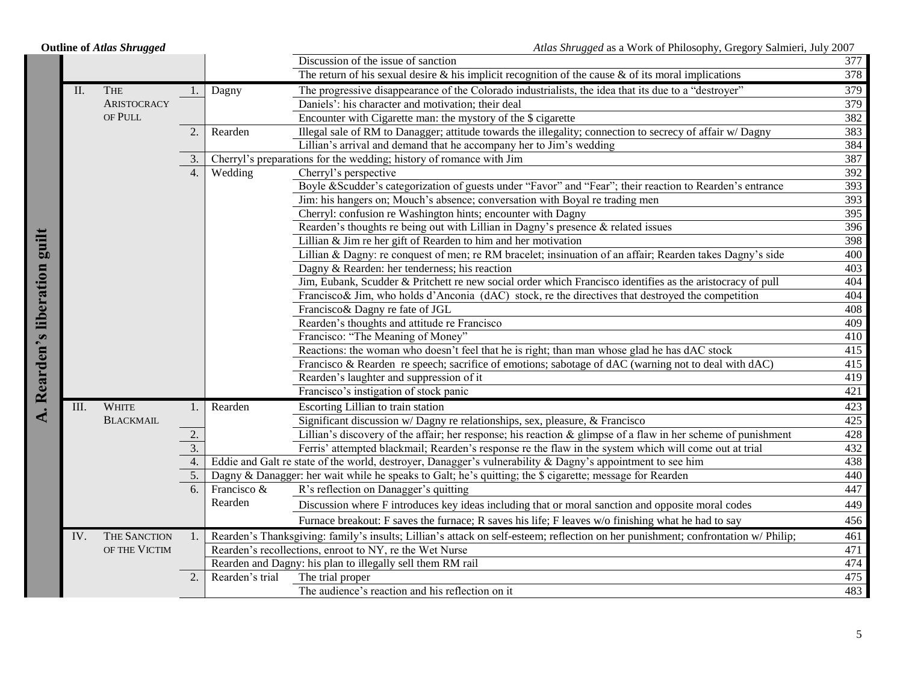| Part | Chapter | | Sec. | Focus | Content | Page |
|---|---|---|---|---|---|---|
| A. Rearden's liberation guilt | | | | | Discussion of the issue of sanction | 377 |
| | | | | | The return of his sexual desire & his implicit recognition of the cause & of its moral implications | 378 |
| | II. | THE ARISTOCRACY OF PULL | 1. | Dagny | The progressive disappearance of the Colorado industrialists, the idea that its due to a "destroyer" | 379 |
| | | | | | Daniels': his character and motivation; their deal | 379 |
| | | | | | Encounter with Cigarette man: the mystory of the $ cigarette | 382 |
| | | | 2. | Rearden | Illegal sale of RM to Danagger; attitude towards the illegality; connection to secrecy of affair w/ Dagny | 383 |
| | | | | | Lillian's arrival and demand that he accompany her to Jim's wedding | 384 |
| | | | 3. | Cherryl's preparations for the wedding; history of romance with Jim | | 387 |
| | | | 4. | Wedding | Cherryl's perspective | 392 |
| | | | | | Boyle &Scudder's categorization of guests under "Favor" and "Fear"; their reaction to Rearden's entrance | 393 |
| | | | | | Jim: his hangers on; Mouch's absence; conversation with Boyal re trading men | 393 |
| | | | | | Cherryl: confusion re Washington hints; encounter with Dagny | 395 |
| | | | | | Rearden's thoughts re being out with Lillian in Dagny's presence & related issues | 396 |
| | | | | | Lillian & Jim re her gift of Rearden to him and her motivation | 398 |
| | | | | | Lillian & Dagny: re conquest of men; re RM bracelet; insinuation of an affair; Rearden takes Dagny's side | 400 |
| | | | | | Dagny & Rearden: her tenderness; his reaction | 403 |
| | | | | | Jim, Eubank, Scudder & Pritchett re new social order which Francisco identifies as the aristocracy of pull | 404 |
| | | | | | Francisco& Jim, who holds d'Anconia (dAC) stock, re the directives that destroyed the competition | 404 |
| | | | | | Francisco& Dagny re fate of JGL | 408 |
| | | | | | Rearden's thoughts and attitude re Francisco | 409 |
| | | | | | Francisco: "The Meaning of Money" | 410 |
| | | | | | Reactions: the woman who doesn't feel that he is right; than man whose glad he has dAC stock | 415 |
| | | | | | Francisco & Rearden re speech; sacrifice of emotions; sabotage of dAC (warning not to deal with dAC) | 415 |
| | | | | | Rearden's laughter and suppression of it | 419 |
| | | | | | Francisco's instigation of stock panic | 421 |
| | III. | WHITE BLACKMAIL | 1. | Rearden | Escorting Lillian to train station | 423 |
| | | | | | Significant discussion w/ Dagny re relationships, sex, pleasure, & Francisco | 425 |
| | | | 2. | | Lillian's discovery of the affair; her response; his reaction & glimpse of a flaw in her scheme of punishment | 428 |
| | | | 3. | | Ferris' attempted blackmail; Rearden's response re the flaw in the system which will come out at trial | 432 |
| | | | 4. | Eddie and Galt re state of the world, destroyer, Danagger's vulnerability & Dagny's appointment to see him | | 438 |
| | | | 5. | Dagny & Danagger: her wait while he speaks to Galt; he's quitting; the $ cigarette; message for Rearden | | 440 |
| | | | 6. | Francisco & Rearden | R's reflection on Danagger's quitting | 447 |
| | | | | | Discussion where F introduces key ideas including that or moral sanction and opposite moral codes | 449 |
| | | | | | Furnace breakout: F saves the furnace; R saves his life; F leaves w/o finishing what he had to say | 456 |
| | IV. | THE SANCTION OF THE VICTIM | 1. | Rearden's Thanksgiving: family's insults; Lillian's attack on self-esteem; reflection on her punishment; confrontation w/ Philip; | | 461 |
| | | | | Rearden's recollections, enroot to NY, re the Wet Nurse | | 471 |
| | | | | Rearden and Dagny: his plan to illegally sell them RM rail | | 474 |
| | | | 2. | Rearden's trial | The trial proper | 475 |
| | | | | | The audience's reaction and his reflection on it | 483 |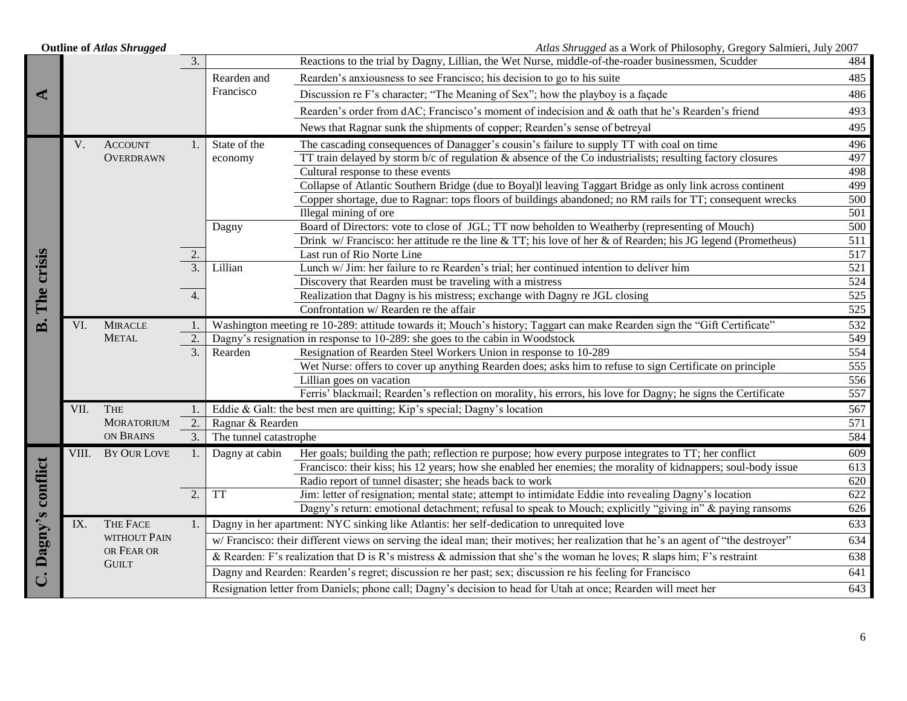| Part | Ch. | Chapter Title | Sec. | Topic | Content | Page |
|---|---|---|---|---|---|---|
| A | | | 3. | | Reactions to the trial by Dagny, Lillian, the Wet Nurse, middle-of-the-roader businessmen, Scudder | 484 |
| | | | | Rearden and Francisco | Rearden's anxiousness to see Francisco; his decision to go to his suite | 485 |
| | | | | | Discussion re F's character; "The Meaning of Sex"; how the playboy is a façade | 486 |
| | | | | | Rearden's order from dAC; Francisco's moment of indecision & oath that he's Rearden's friend | 493 |
| | | | | | News that Ragnar sunk the shipments of copper; Rearden's sense of betreyal | 495 |
| B. The crisis | V. | ACCOUNT OVERDRAWN | 1. | State of the economy | The cascading consequences of Danagger's cousin's failure to supply TT with coal on time | 496 |
| | | | | | TT train delayed by storm b/c of regulation & absence of the Co industrialists; resulting factory closures | 497 |
| | | | | | Cultural response to these events | 498 |
| | | | | | Collapse of Atlantic Southern Bridge (due to Boyal)l leaving Taggart Bridge as only link across continent | 499 |
| | | | | | Copper shortage, due to Ragnar: tops floors of buildings abandoned; no RM rails for TT; consequent wrecks | 500 |
| | | | | | Illegal mining of ore | 501 |
| | | | | Dagny | Board of Directors: vote to close of JGL; TT now beholden to Weatherby (representing of Mouch) | 500 |
| | | | | | Drink w/ Francisco: her attitude re the line & TT; his love of her & of Rearden; his JG legend (Prometheus) | 511 |
| | | | 2. | | Last run of Rio Norte Line | 517 |
| | | | 3. | Lillian | Lunch w/ Jim: her failure to re Rearden's trial; her continued intention to deliver him | 521 |
| | | | | | Discovery that Rearden must be traveling with a mistress | 524 |
| | | | 4. | | Realization that Dagny is his mistress; exchange with Dagny re JGL closing | 525 |
| | | | | | Confrontation w/ Rearden re the affair | 525 |
| | VI. | MIRACLE METAL | 1. | Washington meeting re 10-289: attitude towards it; Mouch's history; Taggart can make Rearden sign the "Gift Certificate" | | 532 |
| | | | 2. | Dagny's resignation in response to 10-289: she goes to the cabin in Woodstock | | 549 |
| | | | 3. | Rearden | Resignation of Rearden Steel Workers Union in response to 10-289 | 554 |
| | | | | | Wet Nurse: offers to cover up anything Rearden does; asks him to refuse to sign Certificate on principle | 555 |
| | | | | | Lillian goes on vacation | 556 |
| | | | | | Ferris' blackmail; Rearden's reflection on morality, his errors, his love for Dagny; he signs the Certificate | 557 |
| | VII. | THE MORATORIUM ON BRAINS | 1. | Eddie & Galt: the best men are quitting; Kip's special; Dagny's location | | 567 |
| | | | 2. | Ragnar & Rearden | | 571 |
| | | | 3. | The tunnel catastrophe | | 584 |
| C. Dagny's conflict | VIII. | BY OUR LOVE | 1. | Dagny at cabin | Her goals; building the path; reflection re purpose; how every purpose integrates to TT; her conflict | 609 |
| | | | | | Francisco: their kiss; his 12 years; how she enabled her enemies; the morality of kidnappers; soul-body issue | 613 |
| | | | | | Radio report of tunnel disaster; she heads back to work | 620 |
| | | | 2. | TT | Jim: letter of resignation; mental state; attempt to intimidate Eddie into revealing Dagny's location | 622 |
| | | | | | Dagny's return: emotional detachment; refusal to speak to Mouch; explicitly "giving in" & paying ransoms | 626 |
| | IX. | THE FACE WITHOUT PAIN OR FEAR OR GUILT | 1. | Dagny in her apartment: NYC sinking like Atlantis: her self-dedication to unrequited love | | 633 |
| | | | | w/ Francisco: their different views on serving the ideal man; their motives; her realization that he's an agent of "the destroyer" | | 634 |
| | | | | & Rearden: F's realization that D is R's mistress & admission that she's the woman he loves; R slaps him; F's restraint | | 638 |
| | | | | Dagny and Rearden: Rearden's regret; discussion re her past; sex; discussion re his feeling for Francisco | | 641 |
| | | | | Resignation letter from Daniels; phone call; Dagny's decision to head for Utah at once; Rearden will meet her | | 643 |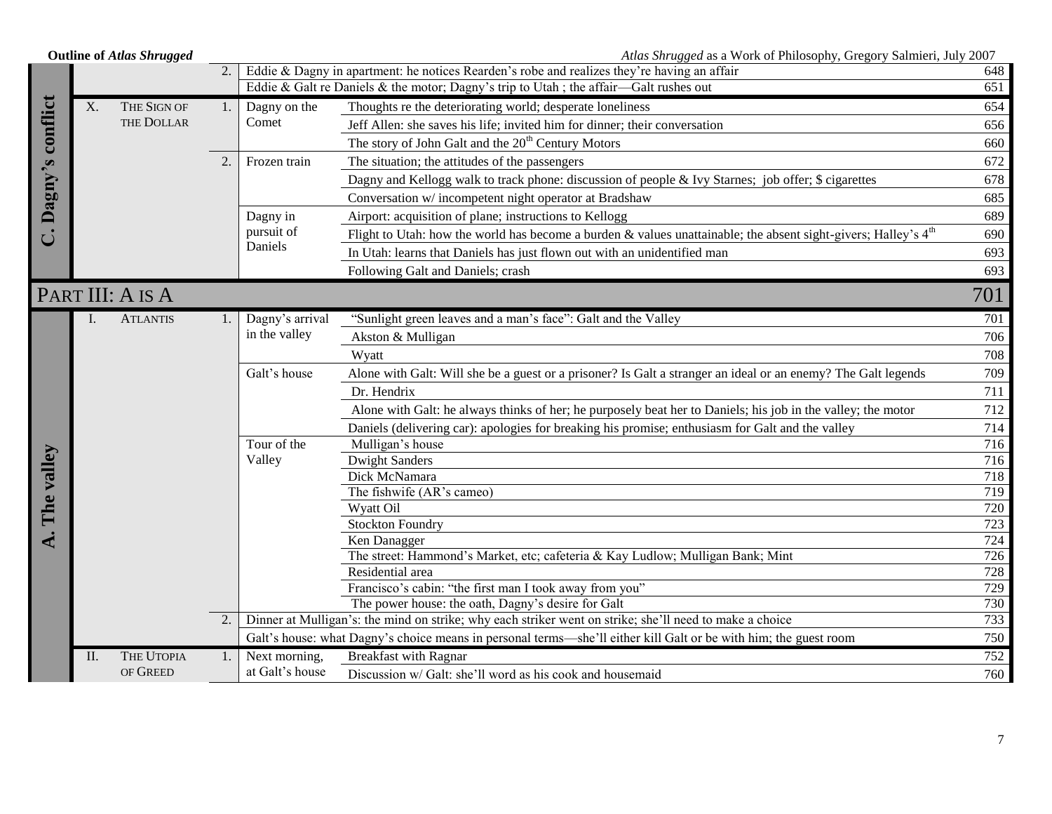| | | | | | | |
|---|---|---|---|---|---|---|
| C. Dagny's conflict | | | 2. | Eddie & Dagny in apartment: he notices Rearden's robe and realizes they're having an affair | | 648 |
| | | | | Eddie & Galt re Daniels & the motor; Dagny's trip to Utah ; the affair—Galt rushes out | | 651 |
| | X. | THE SIGN OF THE DOLLAR | 1. | Dagny on the Comet | Thoughts re the deteriorating world; desperate loneliness | 654 |
| | | | | | Jeff Allen: she saves his life; invited him for dinner; their conversation | 656 |
| | | | | | The story of John Galt and the $20^{th}$ Century Motors | 660 |
| | | | 2. | Frozen train | The situation; the attitudes of the passengers | 672 |
| | | | | | Dagny and Kellogg walk to track phone: discussion of people & Ivy Starnes; job offer; $ cigarettes | 678 |
| | | | | | Conversation w/ incompetent night operator at Bradshaw | 685 |
| | | | | Dagny in pursuit of Daniels | Airport: acquisition of plane; instructions to Kellogg | 689 |
| | | | | | Flight to Utah: how the world has become a burden & values unattainable; the absent sight-givers; Halley's $4^{th}$ | 690 |
| | | | | | In Utah: learns that Daniels has just flown out with an unidentified man | 693 |
| | | | | | Following Galt and Daniels; crash | 693 |
| **PART III: A IS A** | | | | | | **701** |
| A. The valley | I. | ATLANTIS | 1. | Dagny's arrival in the valley | "Sunlight green leaves and a man's face": Galt and the Valley | 701 |
| | | | | | Akston & Mulligan | 706 |
| | | | | | Wyatt | 708 |
| | | | | Galt's house | Alone with Galt: Will she be a guest or a prisoner? Is Galt a stranger an ideal or an enemy? The Galt legends | 709 |
| | | | | | Dr. Hendrix | 711 |
| | | | | | Alone with Galt: he always thinks of her; he purposely beat her to Daniels; his job in the valley; the motor | 712 |
| | | | | | Daniels (delivering car): apologies for breaking his promise; enthusiasm for Galt and the valley | 714 |
| | | | | Tour of the Valley | Mulligan's house | 716 |
| | | | | | Dwight Sanders | 716 |
| | | | | | Dick McNamara | 718 |
| | | | | | The fishwife (AR's cameo) | 719 |
| | | | | | Wyatt Oil | 720 |
| | | | | | Stockton Foundry | 723 |
| | | | | | Ken Danagger | 724 |
| | | | | | The street: Hammond's Market, etc; cafeteria & Kay Ludlow; Mulligan Bank; Mint | 726 |
| | | | | | Residential area | 728 |
| | | | | | Francisco's cabin: "the first man I took away from you" | 729 |
| | | | | | The power house: the oath, Dagny's desire for Galt | 730 |
| | | | 2. | Dinner at Mulligan's: the mind on strike; why each striker went on strike; she'll need to make a choice | | 733 |
| | | | | Galt's house: what Dagny's choice means in personal terms—she'll either kill Galt or be with him; the guest room | | 750 |
| | II. | THE UTOPIA OF GREED | 1. | Next morning, at Galt's house | Breakfast with Ragnar | 752 |
| | | | | | Discussion w/ Galt: she'll word as his cook and housemaid | 760 |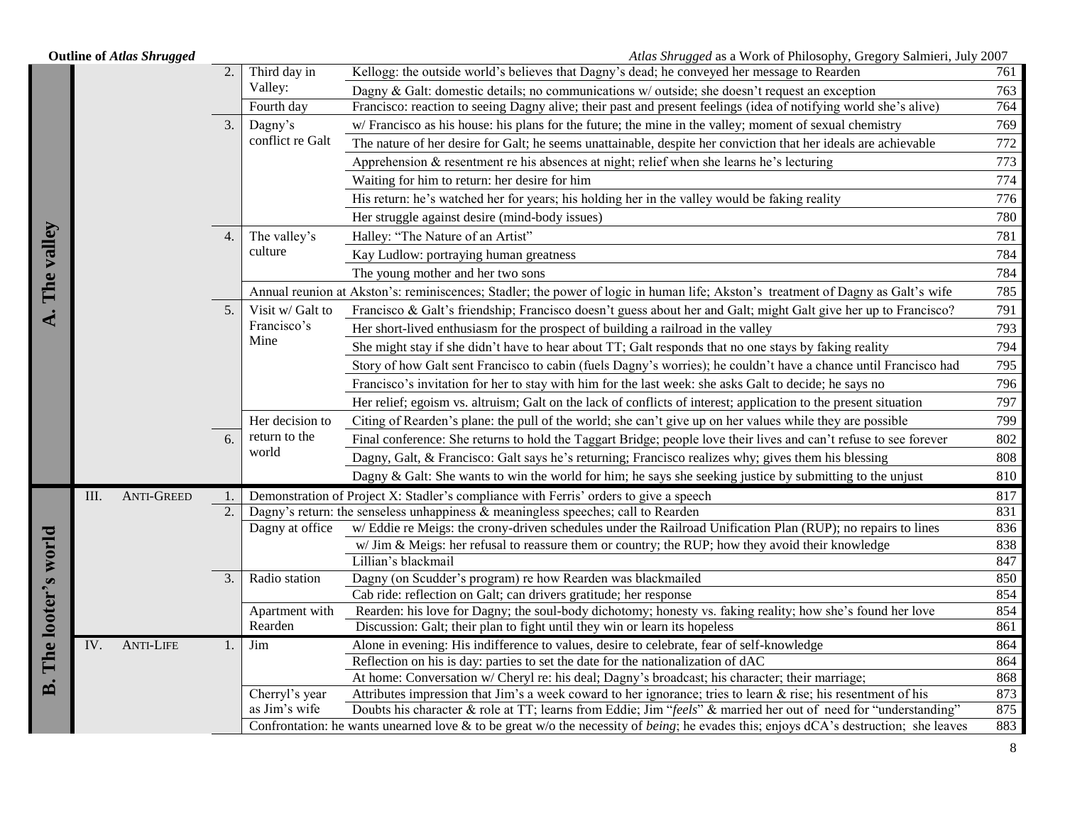| Part | Ch. | Title | Sec. | Scene | Content | Page |
|---|---|---|---|---|---|---|
| A. The valley | | | 2. | Third day in Valley: | Kellogg: the outside world's believes that Dagny's dead; he conveyed her message to Rearden | 761 |
| | | | | | Dagny & Galt: domestic details; no communications w/ outside; she doesn't request an exception | 763 |
| | | | | Fourth day | Francisco: reaction to seeing Dagny alive; their past and present feelings (idea of notifying world she's alive) | 764 |
| | | | 3. | Dagny's conflict re Galt | w/ Francisco as his house: his plans for the future; the mine in the valley; moment of sexual chemistry | 769 |
| | | | | | The nature of her desire for Galt; he seems unattainable, despite her conviction that her ideals are achievable | 772 |
| | | | | | Apprehension & resentment re his absences at night; relief when she learns he's lecturing | 773 |
| | | | | | Waiting for him to return: her desire for him | 774 |
| | | | | | His return: he's watched her for years; his holding her in the valley would be faking reality | 776 |
| | | | | | Her struggle against desire (mind-body issues) | 780 |
| | | | 4. | The valley's culture | Halley: "The Nature of an Artist" | 781 |
| | | | | | Kay Ludlow: portraying human greatness | 784 |
| | | | | | The young mother and her two sons | 784 |
| | | | | Annual reunion at Akston's: reminiscences; Stadler; the power of logic in human life; Akston's treatment of Dagny as Galt's wife | | 785 |
| | | | 5. | Visit w/ Galt to Francisco's Mine | Francisco & Galt's friendship; Francisco doesn't guess about her and Galt; might Galt give her up to Francisco? | 791 |
| | | | | | Her short-lived enthusiasm for the prospect of building a railroad in the valley | 793 |
| | | | | | She might stay if she didn't have to hear about TT; Galt responds that no one stays by faking reality | 794 |
| | | | | | Story of how Galt sent Francisco to cabin (fuels Dagny's worries); he couldn't have a chance until Francisco had | 795 |
| | | | | | Francisco's invitation for her to stay with him for the last week: she asks Galt to decide; he says no | 796 |
| | | | | | Her relief; egoism vs. altruism; Galt on the lack of conflicts of interest; application to the present situation | 797 |
| | | | 6. | Her decision to return to the world | Citing of Rearden's plane: the pull of the world; she can't give up on her values while they are possible | 799 |
| | | | | | Final conference: She returns to hold the Taggart Bridge; people love their lives and can't refuse to see forever | 802 |
| | | | | | Dagny, Galt, & Francisco: Galt says he's returning; Francisco realizes why; gives them his blessing | 808 |
| | | | | | Dagny & Galt: She wants to win the world for him; he says she seeking justice by submitting to the unjust | 810 |
| B. The looter's world | III. | ANTI-GREED | 1. | Demonstration of Project X: Stadler's compliance with Ferris' orders to give a speech | | 817 |
| | | | 2. | Dagny's return: the senseless unhappiness & meaningless speeches; call to Rearden | | 831 |
| | | | | Dagny at office | w/ Eddie re Meigs: the crony-driven schedules under the Railroad Unification Plan (RUP); no repairs to lines | 836 |
| | | | | | w/ Jim & Meigs: her refusal to reassure them or country; the RUP; how they avoid their knowledge | 838 |
| | | | | | Lillian's blackmail | 847 |
| | | | 3. | Radio station | Dagny (on Scudder's program) re how Rearden was blackmailed | 850 |
| | | | | | Cab ride: reflection on Galt; can drivers gratitude; her response | 854 |
| | | | | Apartment with Rearden | Rearden: his love for Dagny; the soul-body dichotomy; honesty vs. faking reality; how she's found her love | 854 |
| | | | | | Discussion: Galt; their plan to fight until they win or learn its hopeless | 861 |
| | IV. | ANTI-LIFE | 1. | Jim | Alone in evening: His indifference to values, desire to celebrate, fear of self-knowledge | 864 |
| | | | | | Reflection on his is day: parties to set the date for the nationalization of dAC | 864 |
| | | | | | At home: Conversation w/ Cheryl re: his deal; Dagny's broadcast; his character; their marriage; | 868 |
| | | | | Cherryl's year as Jim's wife | Attributes impression that Jim's a week coward to her ignorance; tries to learn & rise; his resentment of his | 873 |
| | | | | | Doubts his character & role at TT; learns from Eddie; Jim "*feels*" & married her out of need for "understanding" | 875 |
| | | | | Confrontation: he wants unearned love & to be great w/o the necessity of *being*; he evades this; enjoys dCA's destruction; she leaves | | 883 |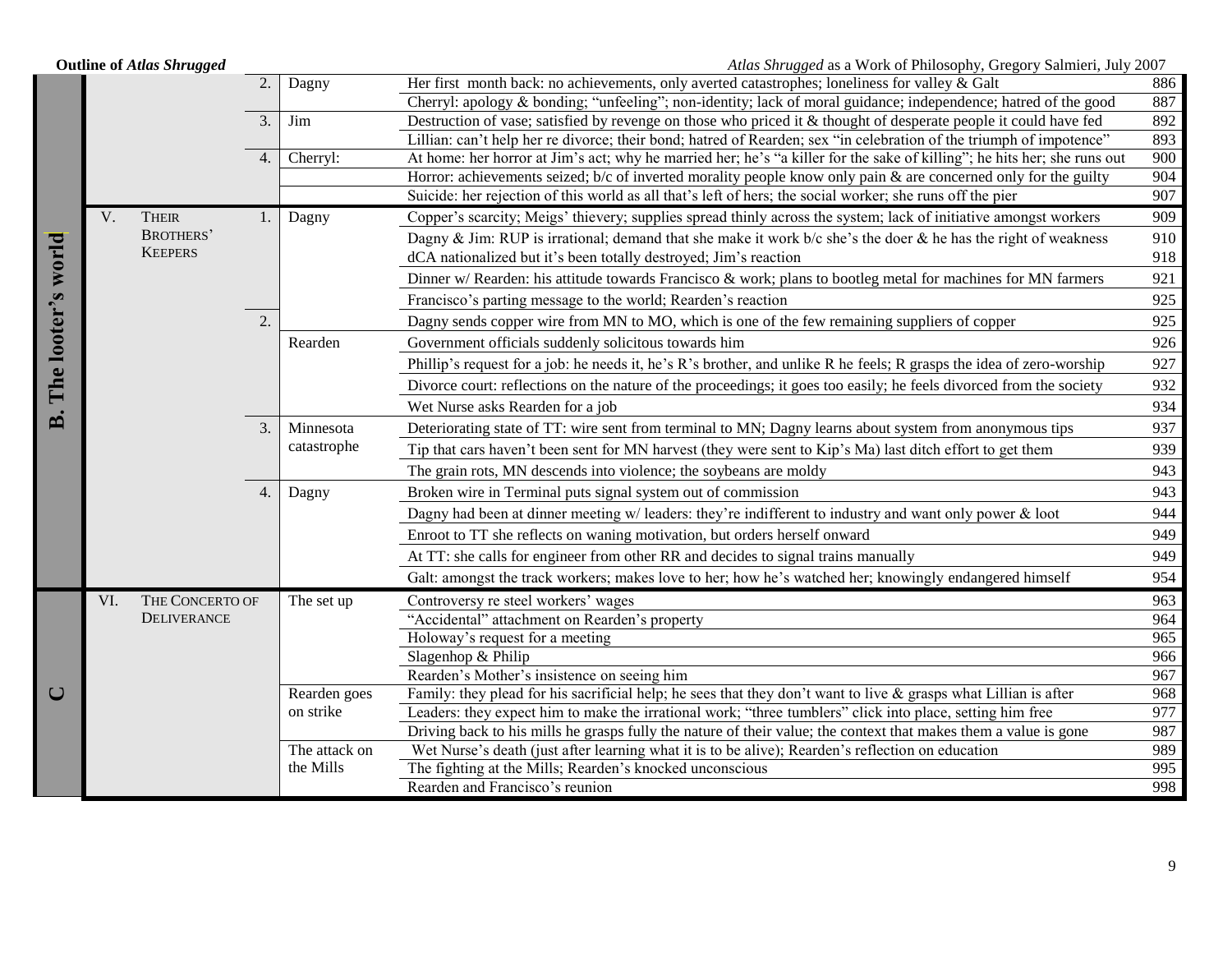| Part | Chapter | Title | Sec. | Subject | Summary | Page |
|---|---|---|---|---|---|---|
| B. The looter's world | | | 2. | Dagny | Her first month back: no achievements, only averted catastrophes; loneliness for valley & Galt | 886 |
| | | | | | Cherryl: apology & bonding; "unfeeling"; non-identity; lack of moral guidance; independence; hatred of the good | 887 |
| | | | 3. | Jim | Destruction of vase; satisfied by revenge on those who priced it & thought of desperate people it could have fed | 892 |
| | | | | | Lillian: can't help her re divorce; their bond; hatred of Rearden; sex "in celebration of the triumph of impotence" | 893 |
| | | | 4. | Cherryl: | At home: her horror at Jim's act; why he married her; he's "a killer for the sake of killing"; he hits her; she runs out | 900 |
| | | | | | Horror: achievements seized; b/c of inverted morality people know only pain & are concerned only for the guilty | 904 |
| | | | | | Suicide: her rejection of this world as all that's left of hers; the social worker; she runs off the pier | 907 |
| | V. | THEIR BROTHERS' KEEPERS | 1. | Dagny | Copper's scarcity; Meigs' thievery; supplies spread thinly across the system; lack of initiative amongst workers | 909 |
| | | | | | Dagny & Jim: RUP is irrational; demand that she make it work b/c she's the doer & he has the right of weakness | 910 |
| | | | | | dCA nationalized but it's been totally destroyed; Jim's reaction | 918 |
| | | | | | Dinner w/ Rearden: his attitude towards Francisco & work; plans to bootleg metal for machines for MN farmers | 921 |
| | | | | | Francisco's parting message to the world; Rearden's reaction | 925 |
| | | | 2. | | Dagny sends copper wire from MN to MO, which is one of the few remaining suppliers of copper | 925 |
| | | | | Rearden | Government officials suddenly solicitous towards him | 926 |
| | | | | | Phillip's request for a job: he needs it, he's R's brother, and unlike R he feels; R grasps the idea of zero-worship | 927 |
| | | | | | Divorce court: reflections on the nature of the proceedings; it goes too easily; he feels divorced from the society | 932 |
| | | | | | Wet Nurse asks Rearden for a job | 934 |
| | | | 3. | Minnesota catastrophe | Deteriorating state of TT: wire sent from terminal to MN; Dagny learns about system from anonymous tips | 937 |
| | | | | | Tip that cars haven't been sent for MN harvest (they were sent to Kip's Ma) last ditch effort to get them | 939 |
| | | | | | The grain rots, MN descends into violence; the soybeans are moldy | 943 |
| | | | 4. | Dagny | Broken wire in Terminal puts signal system out of commission | 943 |
| | | | | | Dagny had been at dinner meeting w/ leaders: they're indifferent to industry and want only power & loot | 944 |
| | | | | | Enroot to TT she reflects on waning motivation, but orders herself onward | 949 |
| | | | | | At TT: she calls for engineer from other RR and decides to signal trains manually | 949 |
| | | | | | Galt: amongst the track workers; makes love to her; how he's watched her; knowingly endangered himself | 954 |
| C | VI. | THE CONCERTO OF DELIVERANCE | | The set up | Controversy re steel workers' wages | 963 |
| | | | | | "Accidental" attachment on Rearden's property | 964 |
| | | | | | Holoway's request for a meeting | 965 |
| | | | | | Slagenhop & Philip | 966 |
| | | | | | Rearden's Mother's insistence on seeing him | 967 |
| | | | | Rearden goes on strike | Family: they plead for his sacrificial help; he sees that they don't want to live & grasps what Lillian is after | 968 |
| | | | | | Leaders: they expect him to make the irrational work; "three tumblers" click into place, setting him free | 977 |
| | | | | | Driving back to his mills he grasps fully the nature of their value; the context that makes them a value is gone | 987 |
| | | | | The attack on the Mills | Wet Nurse's death (just after learning what it is to be alive); Rearden's reflection on education | 989 |
| | | | | | The fighting at the Mills; Rearden's knocked unconscious | 995 |
| | | | | | Rearden and Francisco's reunion | 998 |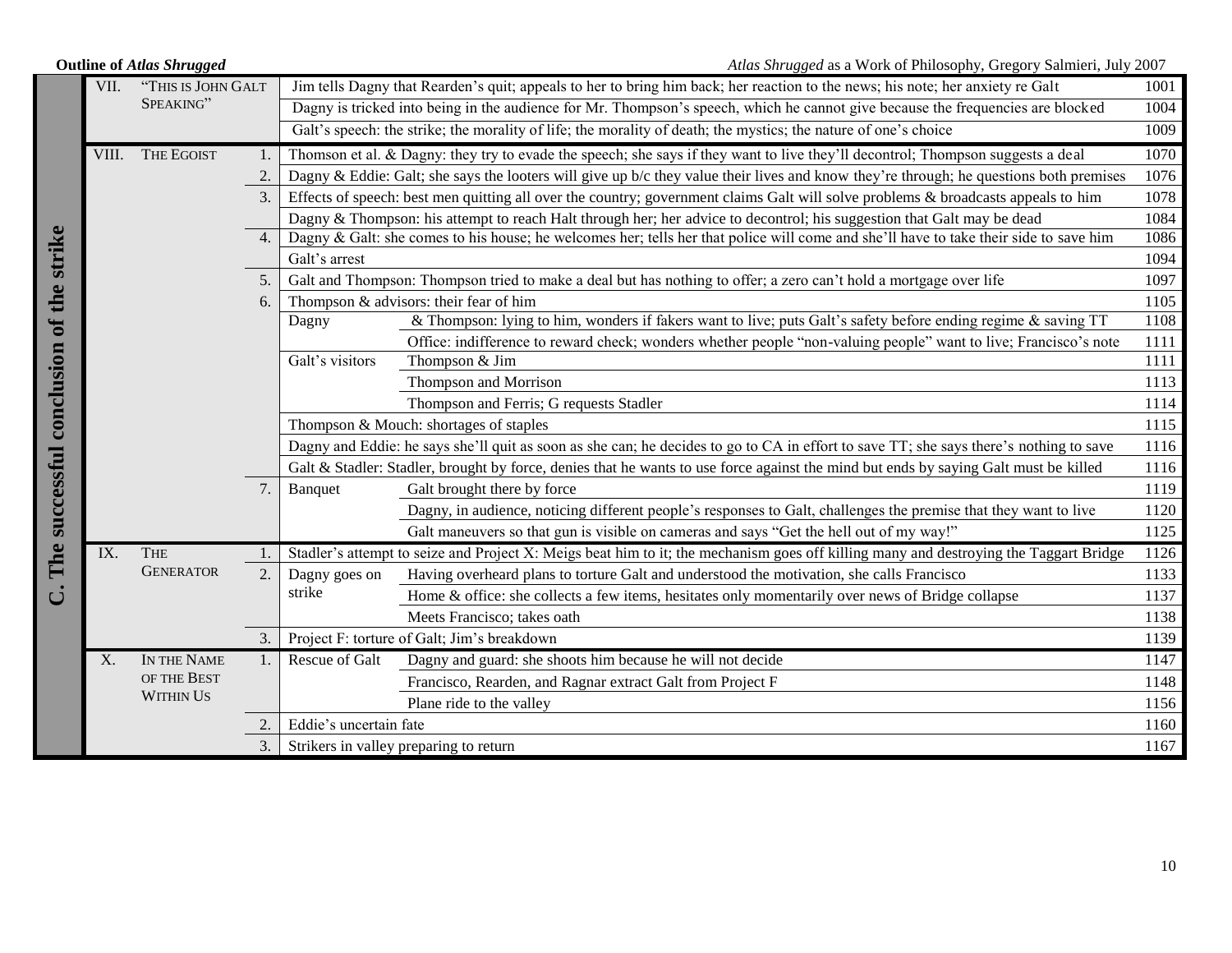| Section | Chapter | Title | # | Topic | Detail | Page |
|---|---|---|---|---|---|---|
| C. The successful conclusion of the strike | VII. | "This is John Galt Speaking" | | Jim tells Dagny that Rearden's quit; appeals to her to bring him back; her reaction to the news; his note; her anxiety re Galt | | 1001 |
| | | | | Dagny is tricked into being in the audience for Mr. Thompson's speech, which he cannot give because the frequencies are blocked | | 1004 |
| | | | | Galt's speech: the strike; the morality of life; the morality of death; the mystics; the nature of one's choice | | 1009 |
| | VIII. | The Egoist | 1. | Thomson et al. & Dagny: they try to evade the speech; she says if they want to live they'll decontrol; Thompson suggests a deal | | 1070 |
| | | | 2. | Dagny & Eddie: Galt; she says the looters will give up b/c they value their lives and know they're through; he questions both premises | | 1076 |
| | | | 3. | Effects of speech: best men quitting all over the country; government claims Galt will solve problems & broadcasts appeals to him | | 1078 |
| | | | | Dagny & Thompson: his attempt to reach Halt through her; her advice to decontrol; his suggestion that Galt may be dead | | 1084 |
| | | | 4. | Dagny & Galt: she comes to his house; he welcomes her; tells her that police will come and she'll have to take their side to save him | | 1086 |
| | | | | Galt's arrest | | 1094 |
| | | | 5. | Galt and Thompson: Thompson tried to make a deal but has nothing to offer; a zero can't hold a mortgage over life | | 1097 |
| | | | 6. | Thompson & advisors: their fear of him | | 1105 |
| | | | | Dagny | & Thompson: lying to him, wonders if fakers want to live; puts Galt's safety before ending regime & saving TT | 1108 |
| | | | | | Office: indifference to reward check; wonders whether people "non-valuing people" want to live; Francisco's note | 1111 |
| | | | | Galt's visitors | Thompson & Jim | 1111 |
| | | | | | Thompson and Morrison | 1113 |
| | | | | | Thompson and Ferris; G requests Stadler | 1114 |
| | | | | Thompson & Mouch: shortages of staples | | 1115 |
| | | | | Dagny and Eddie: he says she'll quit as soon as she can; he decides to go to CA in effort to save TT; she says there's nothing to save | | 1116 |
| | | | | Galt & Stadler: Stadler, brought by force, denies that he wants to use force against the mind but ends by saying Galt must be killed | | 1116 |
| | | | 7. | Banquet | Galt brought there by force | 1119 |
| | | | | | Dagny, in audience, noticing different people's responses to Galt, challenges the premise that they want to live | 1120 |
| | | | | | Galt maneuvers so that gun is visible on cameras and says "Get the hell out of my way!" | 1125 |
| | IX. | The Generator | 1. | Stadler's attempt to seize and Project X: Meigs beat him to it; the mechanism goes off killing many and destroying the Taggart Bridge | | 1126 |
| | | | 2. | Dagny goes on strike | Having overheard plans to torture Galt and understood the motivation, she calls Francisco | 1133 |
| | | | | | Home & office: she collects a few items, hesitates only momentarily over news of Bridge collapse | 1137 |
| | | | | | Meets Francisco; takes oath | 1138 |
| | | | 3. | Project F: torture of Galt; Jim's breakdown | | 1139 |
| | X. | In the Name of the Best Within Us | 1. | Rescue of Galt | Dagny and guard: she shoots him because he will not decide | 1147 |
| | | | | | Francisco, Rearden, and Ragnar extract Galt from Project F | 1148 |
| | | | | | Plane ride to the valley | 1156 |
| | | | 2. | Eddie's uncertain fate | | 1160 |
| | | | 3. | Strikers in valley preparing to return | | 1167 |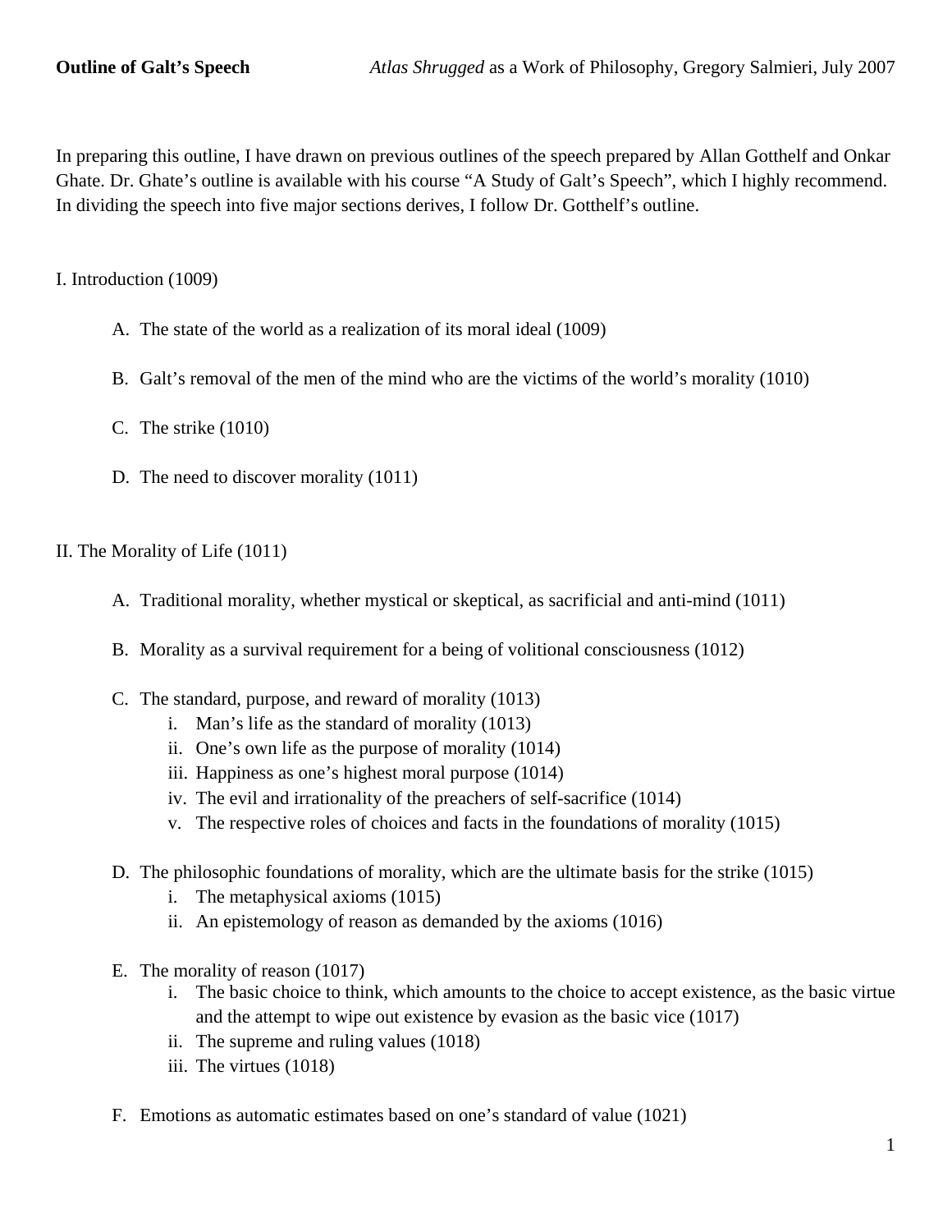**Outline of Galt's Speech** *Atlas Shrugged* as a Work of Philosophy, Gregory Salmieri, July 2007

In preparing this outline, I have drawn on previous outlines of the speech prepared by Allan Gotthelf and Onkar Ghate. Dr. Ghate's outline is available with his course "A Study of Galt's Speech", which I highly recommend. In dividing the speech into five major sections derives, I follow Dr. Gotthelf's outline.

I. Introduction (1009)

  A. The state of the world as a realization of its moral ideal (1009)

  B. Galt's removal of the men of the mind who are the victims of the world's morality (1010)

  C. The strike (1010)

  D. The need to discover morality (1011)

II. The Morality of Life (1011)

  A. Traditional morality, whether mystical or skeptical, as sacrificial and anti-mind (1011)

  B. Morality as a survival requirement for a being of volitional consciousness (1012)

  C. The standard, purpose, and reward of morality (1013)
    i. Man's life as the standard of morality (1013)
    ii. One's own life as the purpose of morality (1014)
    iii. Happiness as one's highest moral purpose (1014)
    iv. The evil and irrationality of the preachers of self-sacrifice (1014)
    v. The respective roles of choices and facts in the foundations of morality (1015)

  D. The philosophic foundations of morality, which are the ultimate basis for the strike (1015)
    i. The metaphysical axioms (1015)
    ii. An epistemology of reason as demanded by the axioms (1016)

  E. The morality of reason (1017)
    i. The basic choice to think, which amounts to the choice to accept existence, as the basic virtue and the attempt to wipe out existence by evasion as the basic vice (1017)
    ii. The supreme and ruling values (1018)
    iii. The virtues (1018)

  F. Emotions as automatic estimates based on one's standard of value (1021)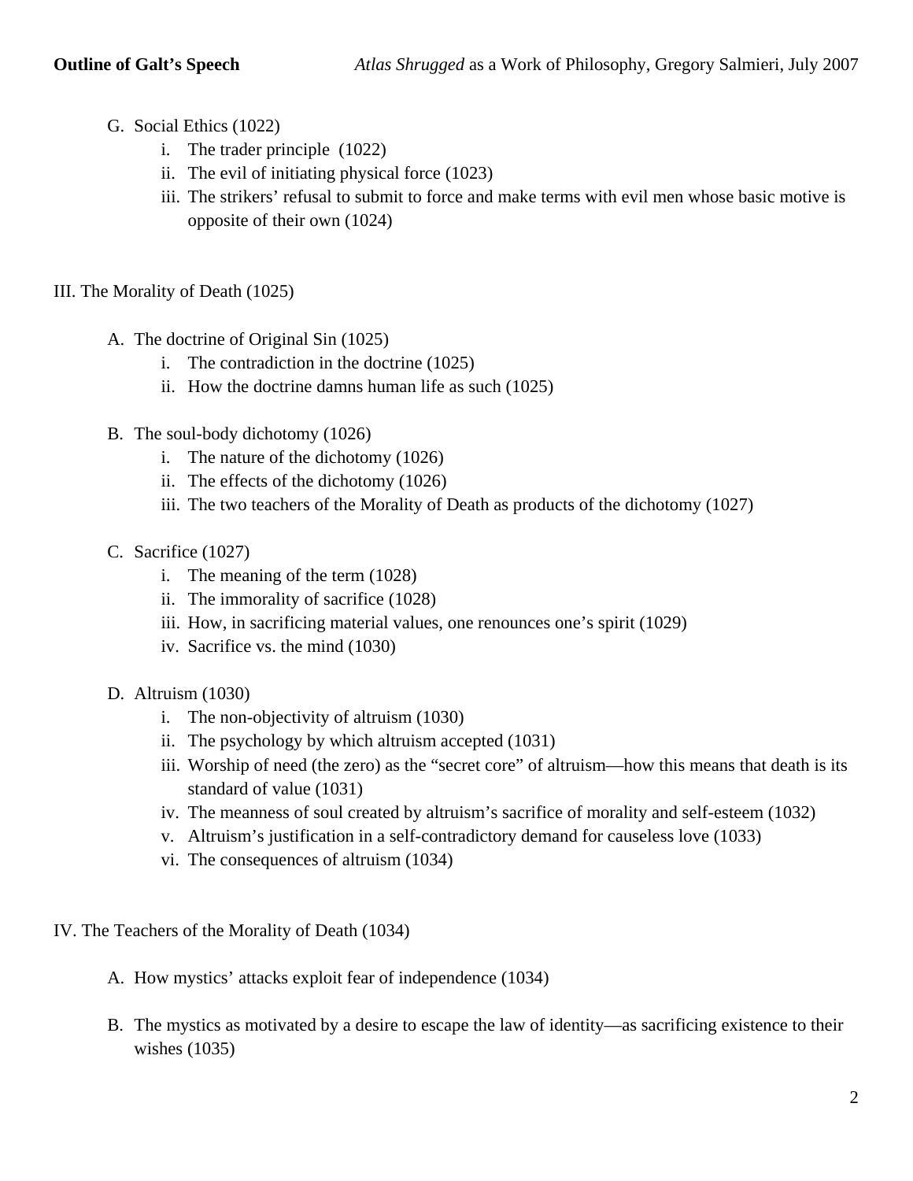G. Social Ethics (1022)
   i. The trader principle (1022)
   ii. The evil of initiating physical force (1023)
   iii. The strikers' refusal to submit to force and make terms with evil men whose basic motive is opposite of their own (1024)

## III. The Morality of Death (1025)

A. The doctrine of Original Sin (1025)
   i. The contradiction in the doctrine (1025)
   ii. How the doctrine damns human life as such (1025)

B. The soul-body dichotomy (1026)
   i. The nature of the dichotomy (1026)
   ii. The effects of the dichotomy (1026)
   iii. The two teachers of the Morality of Death as products of the dichotomy (1027)

C. Sacrifice (1027)
   i. The meaning of the term (1028)
   ii. The immorality of sacrifice (1028)
   iii. How, in sacrificing material values, one renounces one's spirit (1029)
   iv. Sacrifice vs. the mind (1030)

D. Altruism (1030)
   i. The non-objectivity of altruism (1030)
   ii. The psychology by which altruism accepted (1031)
   iii. Worship of need (the zero) as the "secret core" of altruism—how this means that death is its standard of value (1031)
   iv. The meanness of soul created by altruism's sacrifice of morality and self-esteem (1032)
   v. Altruism's justification in a self-contradictory demand for causeless love (1033)
   vi. The consequences of altruism (1034)

## IV. The Teachers of the Morality of Death (1034)

A. How mystics' attacks exploit fear of independence (1034)

B. The mystics as motivated by a desire to escape the law of identity—as sacrificing existence to their wishes (1035)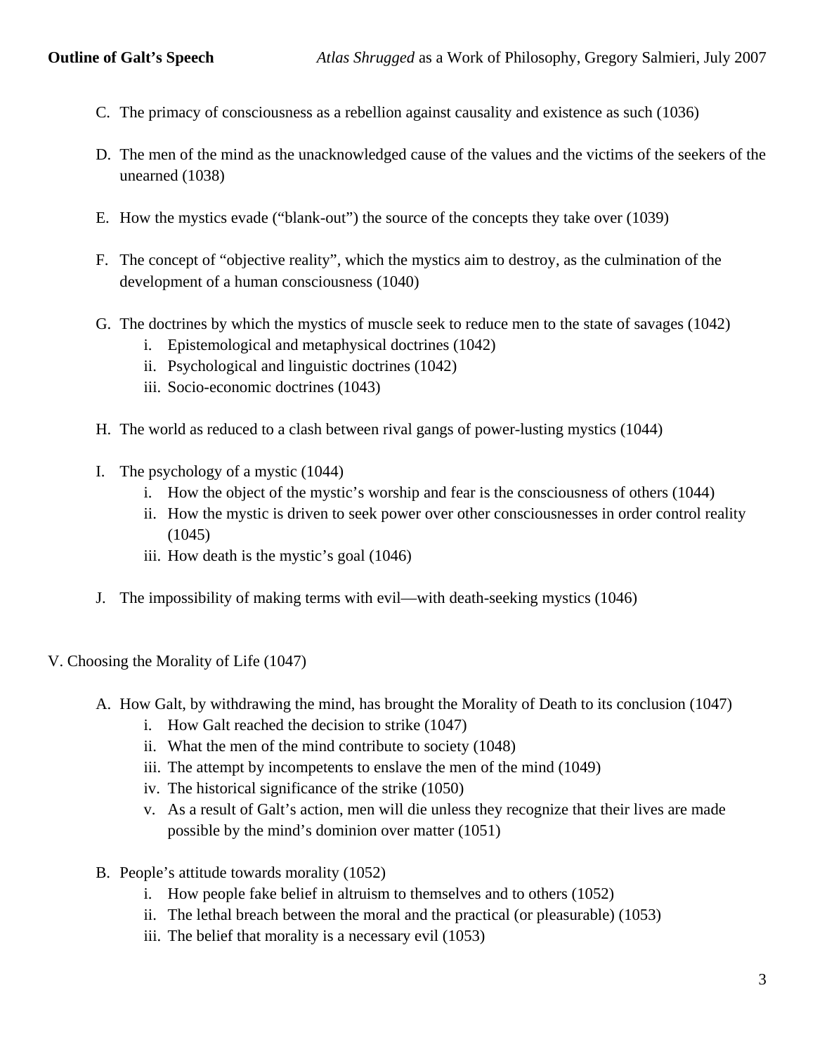C. The primacy of consciousness as a rebellion against causality and existence as such (1036)

D. The men of the mind as the unacknowledged cause of the values and the victims of the seekers of the unearned (1038)

E. How the mystics evade ("blank-out") the source of the concepts they take over (1039)

F. The concept of "objective reality", which the mystics aim to destroy, as the culmination of the development of a human consciousness (1040)

G. The doctrines by which the mystics of muscle seek to reduce men to the state of savages (1042)
   i. Epistemological and metaphysical doctrines (1042)
   ii. Psychological and linguistic doctrines (1042)
   iii. Socio-economic doctrines (1043)

H. The world as reduced to a clash between rival gangs of power-lusting mystics (1044)

I. The psychology of a mystic (1044)
   i. How the object of the mystic's worship and fear is the consciousness of others (1044)
   ii. How the mystic is driven to seek power over other consciousnesses in order control reality (1045)
   iii. How death is the mystic's goal (1046)

J. The impossibility of making terms with evil—with death-seeking mystics (1046)

V. Choosing the Morality of Life (1047)

A. How Galt, by withdrawing the mind, has brought the Morality of Death to its conclusion (1047)
   i. How Galt reached the decision to strike (1047)
   ii. What the men of the mind contribute to society (1048)
   iii. The attempt by incompetents to enslave the men of the mind (1049)
   iv. The historical significance of the strike (1050)
   v. As a result of Galt's action, men will die unless they recognize that their lives are made possible by the mind's dominion over matter (1051)

B. People's attitude towards morality (1052)
   i. How people fake belief in altruism to themselves and to others (1052)
   ii. The lethal breach between the moral and the practical (or pleasurable) (1053)
   iii. The belief that morality is a necessary evil (1053)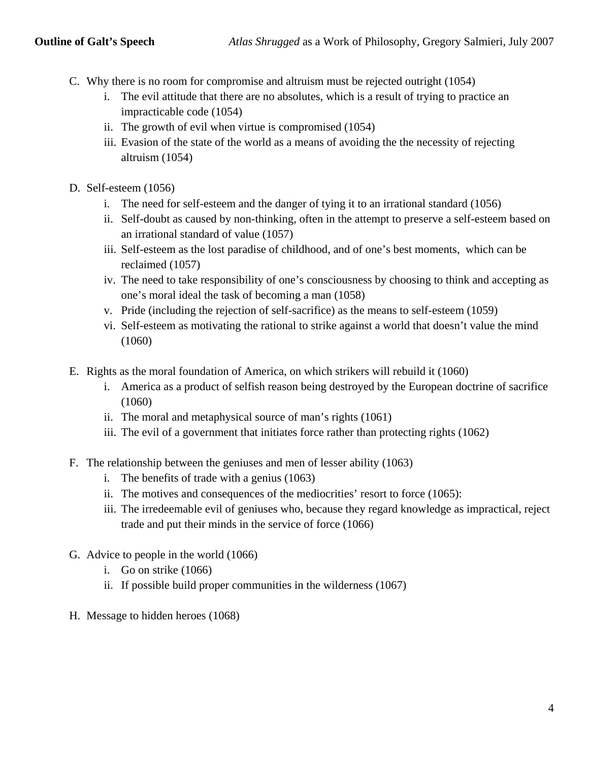C. Why there is no room for compromise and altruism must be rejected outright (1054)
   i. The evil attitude that there are no absolutes, which is a result of trying to practice an impracticable code (1054)
   ii. The growth of evil when virtue is compromised (1054)
   iii. Evasion of the state of the world as a means of avoiding the the necessity of rejecting altruism (1054)

D. Self-esteem (1056)
   i. The need for self-esteem and the danger of tying it to an irrational standard (1056)
   ii. Self-doubt as caused by non-thinking, often in the attempt to preserve a self-esteem based on an irrational standard of value (1057)
   iii. Self-esteem as the lost paradise of childhood, and of one's best moments, which can be reclaimed (1057)
   iv. The need to take responsibility of one's consciousness by choosing to think and accepting as one's moral ideal the task of becoming a man (1058)
   v. Pride (including the rejection of self-sacrifice) as the means to self-esteem (1059)
   vi. Self-esteem as motivating the rational to strike against a world that doesn't value the mind (1060)

E. Rights as the moral foundation of America, on which strikers will rebuild it (1060)
   i. America as a product of selfish reason being destroyed by the European doctrine of sacrifice (1060)
   ii. The moral and metaphysical source of man's rights (1061)
   iii. The evil of a government that initiates force rather than protecting rights (1062)

F. The relationship between the geniuses and men of lesser ability (1063)
   i. The benefits of trade with a genius (1063)
   ii. The motives and consequences of the mediocrities' resort to force (1065):
   iii. The irredeemable evil of geniuses who, because they regard knowledge as impractical, reject trade and put their minds in the service of force (1066)

G. Advice to people in the world (1066)
   i. Go on strike (1066)
   ii. If possible build proper communities in the wilderness (1067)

H. Message to hidden heroes (1068)